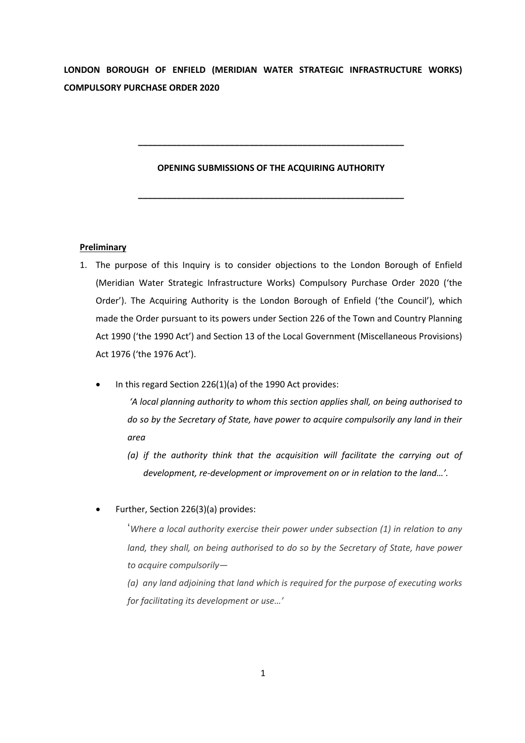**LONDON BOROUGH OF ENFIELD (MERIDIAN WATER STRATEGIC INFRASTRUCTURE WORKS) COMPULSORY PURCHASE ORDER 2020**

---

**OPENING SUBMISSIONS OF THE ACQUIRING AUTHORITY**

---

**Preliminary**

1. The purpose of this Inquiry is to consider objections to the London Borough of Enfield (Meridian Water Strategic Infrastructure Works) Compulsory Purchase Order 2020 ('the Order'). The Acquiring Authority is the London Borough of Enfield ('the Council'), which made the Order pursuant to its powers under Section 226 of the Town and Country Planning Act 1990 ('the 1990 Act') and Section 13 of the Local Government (Miscellaneous Provisions) Act 1976 ('the 1976 Act').

   - In this regard Section 226(1)(a) of the 1990 Act provides:

     *'A local planning authority to whom this section applies shall, on being authorised to do so by the Secretary of State, have power to acquire compulsorily any land in their area*

     *(a) if the authority think that the acquisition will facilitate the carrying out of development, re-development or improvement on or in relation to the land…'.*

   - Further, Section 226(3)(a) provides:

     '*Where a local authority exercise their power under subsection (1) in relation to any land, they shall, on being authorised to do so by the Secretary of State, have power to acquire compulsorily—*

     *(a) any land adjoining that land which is required for the purpose of executing works for facilitating its development or use…'*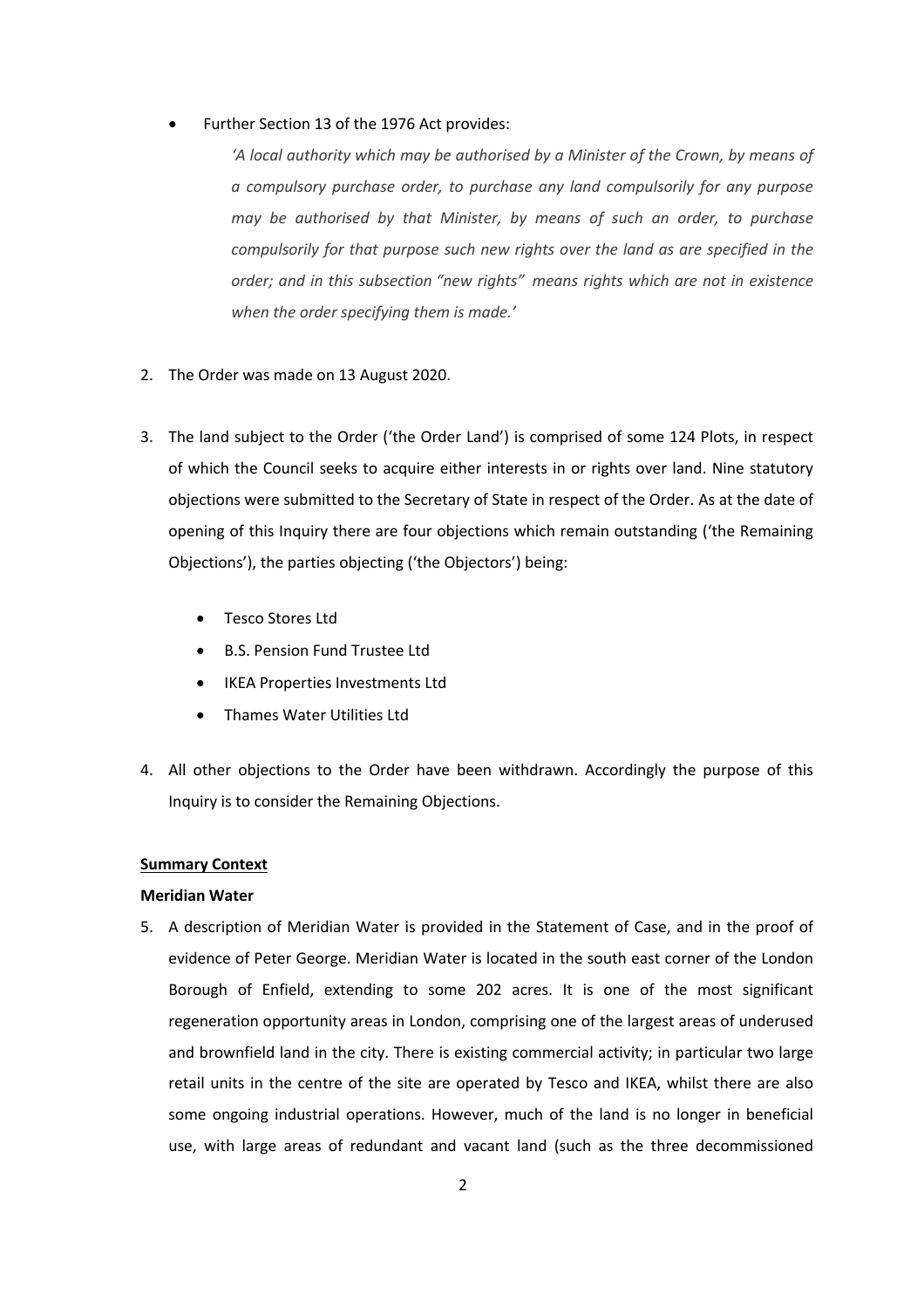- Further Section 13 of the 1976 Act provides:

  *'A local authority which may be authorised by a Minister of the Crown, by means of a compulsory purchase order, to purchase any land compulsorily for any purpose may be authorised by that Minister, by means of such an order, to purchase compulsorily for that purpose such new rights over the land as are specified in the order; and in this subsection "new rights" means rights which are not in existence when the order specifying them is made.'*

2. The Order was made on 13 August 2020.

3. The land subject to the Order ('the Order Land') is comprised of some 124 Plots, in respect of which the Council seeks to acquire either interests in or rights over land. Nine statutory objections were submitted to the Secretary of State in respect of the Order. As at the date of opening of this Inquiry there are four objections which remain outstanding ('the Remaining Objections'), the parties objecting ('the Objectors') being:

   - Tesco Stores Ltd
   - B.S. Pension Fund Trustee Ltd
   - IKEA Properties Investments Ltd
   - Thames Water Utilities Ltd

4. All other objections to the Order have been withdrawn. Accordingly the purpose of this Inquiry is to consider the Remaining Objections.

**Summary Context**

**Meridian Water**

5. A description of Meridian Water is provided in the Statement of Case, and in the proof of evidence of Peter George. Meridian Water is located in the south east corner of the London Borough of Enfield, extending to some 202 acres. It is one of the most significant regeneration opportunity areas in London, comprising one of the largest areas of underused and brownfield land in the city. There is existing commercial activity; in particular two large retail units in the centre of the site are operated by Tesco and IKEA, whilst there are also some ongoing industrial operations. However, much of the land is no longer in beneficial use, with large areas of redundant and vacant land (such as the three decommissioned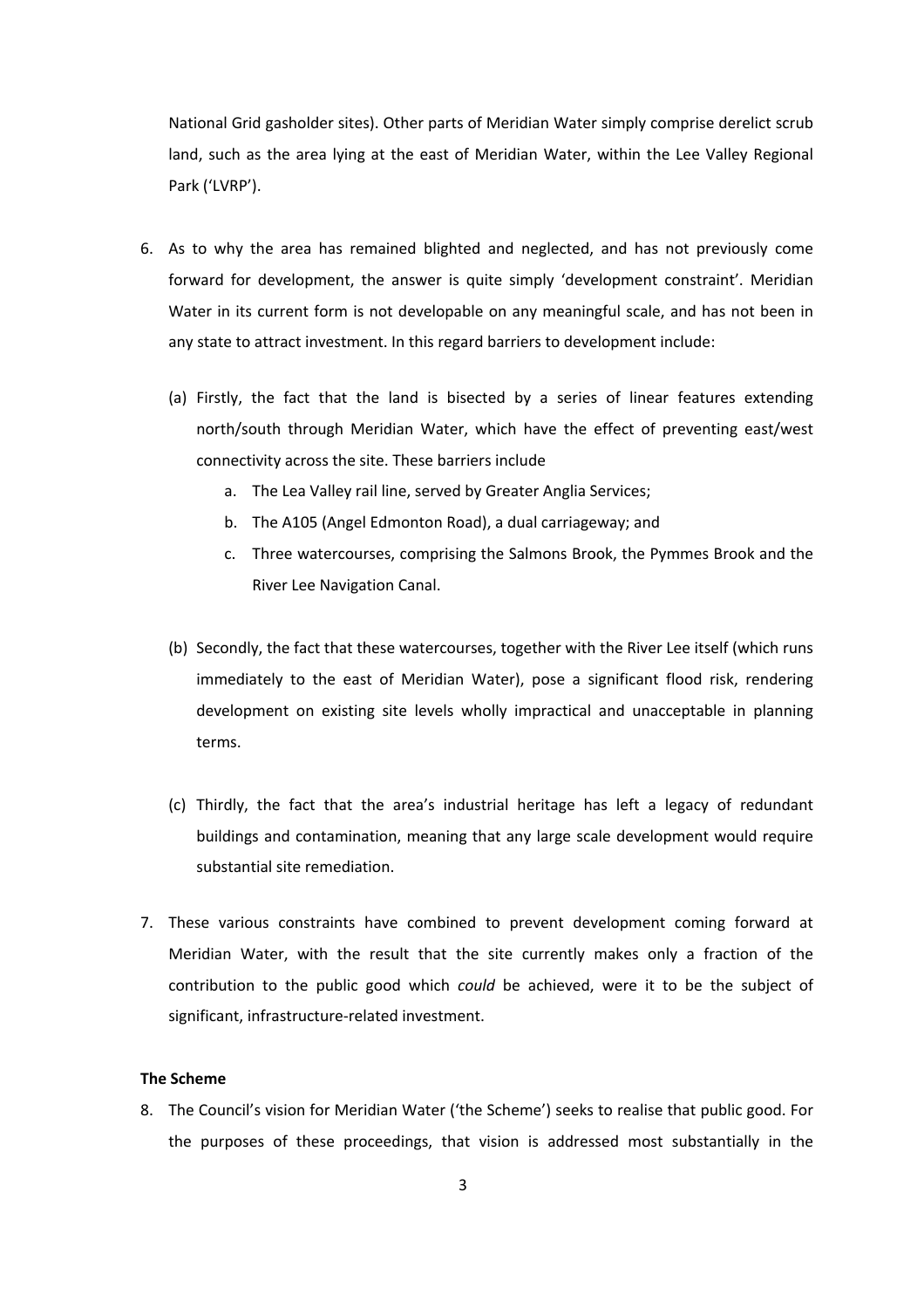National Grid gasholder sites). Other parts of Meridian Water simply comprise derelict scrub land, such as the area lying at the east of Meridian Water, within the Lee Valley Regional Park ('LVRP').

6. As to why the area has remained blighted and neglected, and has not previously come forward for development, the answer is quite simply 'development constraint'. Meridian Water in its current form is not developable on any meaningful scale, and has not been in any state to attract investment. In this regard barriers to development include:

   (a) Firstly, the fact that the land is bisected by a series of linear features extending north/south through Meridian Water, which have the effect of preventing east/west connectivity across the site. These barriers include

      a. The Lea Valley rail line, served by Greater Anglia Services;

      b. The A105 (Angel Edmonton Road), a dual carriageway; and

      c. Three watercourses, comprising the Salmons Brook, the Pymmes Brook and the River Lee Navigation Canal.

   (b) Secondly, the fact that these watercourses, together with the River Lee itself (which runs immediately to the east of Meridian Water), pose a significant flood risk, rendering development on existing site levels wholly impractical and unacceptable in planning terms.

   (c) Thirdly, the fact that the area's industrial heritage has left a legacy of redundant buildings and contamination, meaning that any large scale development would require substantial site remediation.

7. These various constraints have combined to prevent development coming forward at Meridian Water, with the result that the site currently makes only a fraction of the contribution to the public good which *could* be achieved, were it to be the subject of significant, infrastructure-related investment.

**The Scheme**

8. The Council's vision for Meridian Water ('the Scheme') seeks to realise that public good. For the purposes of these proceedings, that vision is addressed most substantially in the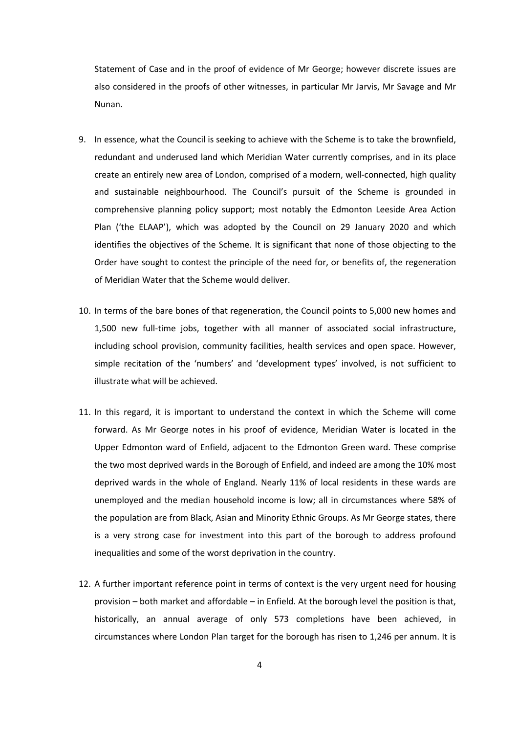Statement of Case and in the proof of evidence of Mr George; however discrete issues are also considered in the proofs of other witnesses, in particular Mr Jarvis, Mr Savage and Mr Nunan.

9. In essence, what the Council is seeking to achieve with the Scheme is to take the brownfield, redundant and underused land which Meridian Water currently comprises, and in its place create an entirely new area of London, comprised of a modern, well-connected, high quality and sustainable neighbourhood. The Council's pursuit of the Scheme is grounded in comprehensive planning policy support; most notably the Edmonton Leeside Area Action Plan ('the ELAAP'), which was adopted by the Council on 29 January 2020 and which identifies the objectives of the Scheme. It is significant that none of those objecting to the Order have sought to contest the principle of the need for, or benefits of, the regeneration of Meridian Water that the Scheme would deliver.

10. In terms of the bare bones of that regeneration, the Council points to 5,000 new homes and 1,500 new full-time jobs, together with all manner of associated social infrastructure, including school provision, community facilities, health services and open space. However, simple recitation of the 'numbers' and 'development types' involved, is not sufficient to illustrate what will be achieved.

11. In this regard, it is important to understand the context in which the Scheme will come forward. As Mr George notes in his proof of evidence, Meridian Water is located in the Upper Edmonton ward of Enfield, adjacent to the Edmonton Green ward. These comprise the two most deprived wards in the Borough of Enfield, and indeed are among the 10% most deprived wards in the whole of England. Nearly 11% of local residents in these wards are unemployed and the median household income is low; all in circumstances where 58% of the population are from Black, Asian and Minority Ethnic Groups. As Mr George states, there is a very strong case for investment into this part of the borough to address profound inequalities and some of the worst deprivation in the country.

12. A further important reference point in terms of context is the very urgent need for housing provision – both market and affordable – in Enfield. At the borough level the position is that, historically, an annual average of only 573 completions have been achieved, in circumstances where London Plan target for the borough has risen to 1,246 per annum. It is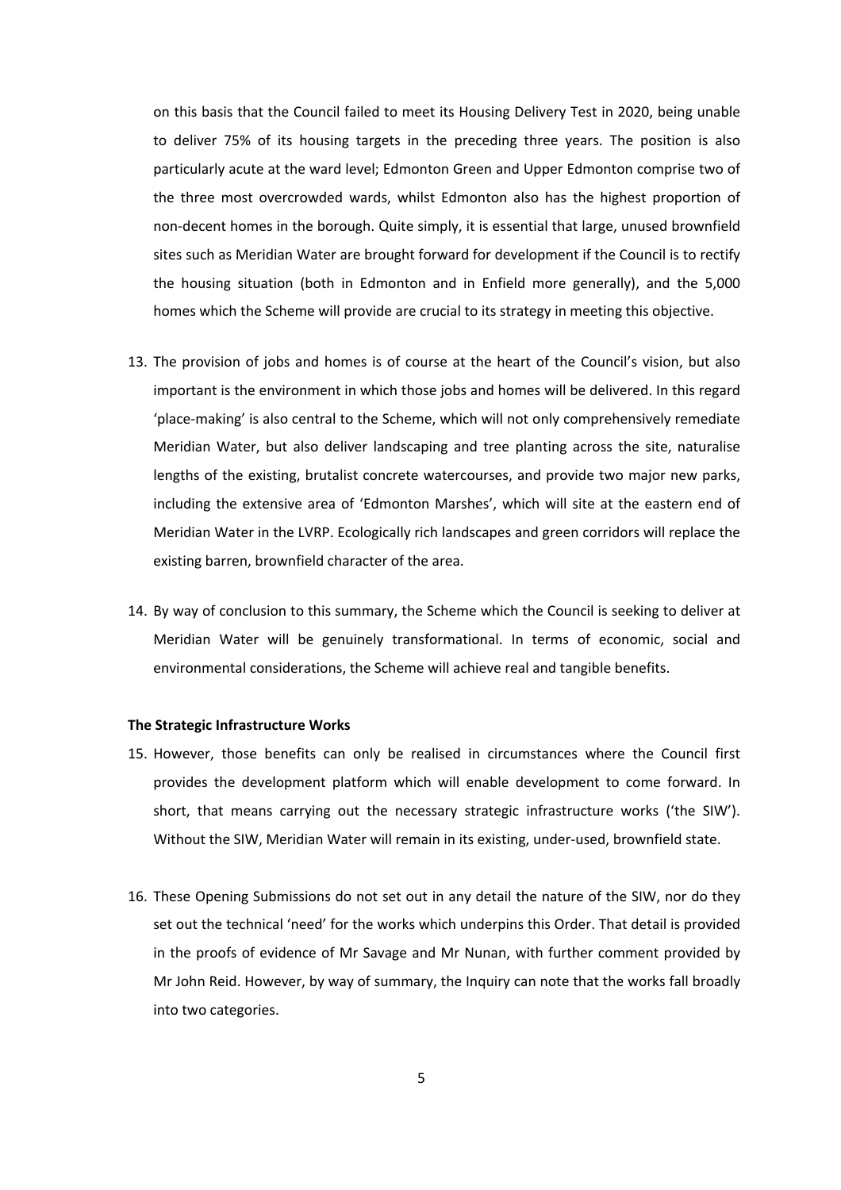on this basis that the Council failed to meet its Housing Delivery Test in 2020, being unable to deliver 75% of its housing targets in the preceding three years. The position is also particularly acute at the ward level; Edmonton Green and Upper Edmonton comprise two of the three most overcrowded wards, whilst Edmonton also has the highest proportion of non-decent homes in the borough. Quite simply, it is essential that large, unused brownfield sites such as Meridian Water are brought forward for development if the Council is to rectify the housing situation (both in Edmonton and in Enfield more generally), and the 5,000 homes which the Scheme will provide are crucial to its strategy in meeting this objective.

13. The provision of jobs and homes is of course at the heart of the Council's vision, but also important is the environment in which those jobs and homes will be delivered. In this regard 'place-making' is also central to the Scheme, which will not only comprehensively remediate Meridian Water, but also deliver landscaping and tree planting across the site, naturalise lengths of the existing, brutalist concrete watercourses, and provide two major new parks, including the extensive area of 'Edmonton Marshes', which will site at the eastern end of Meridian Water in the LVRP. Ecologically rich landscapes and green corridors will replace the existing barren, brownfield character of the area.

14. By way of conclusion to this summary, the Scheme which the Council is seeking to deliver at Meridian Water will be genuinely transformational. In terms of economic, social and environmental considerations, the Scheme will achieve real and tangible benefits.

**The Strategic Infrastructure Works**

15. However, those benefits can only be realised in circumstances where the Council first provides the development platform which will enable development to come forward. In short, that means carrying out the necessary strategic infrastructure works ('the SIW'). Without the SIW, Meridian Water will remain in its existing, under-used, brownfield state.

16. These Opening Submissions do not set out in any detail the nature of the SIW, nor do they set out the technical 'need' for the works which underpins this Order. That detail is provided in the proofs of evidence of Mr Savage and Mr Nunan, with further comment provided by Mr John Reid. However, by way of summary, the Inquiry can note that the works fall broadly into two categories.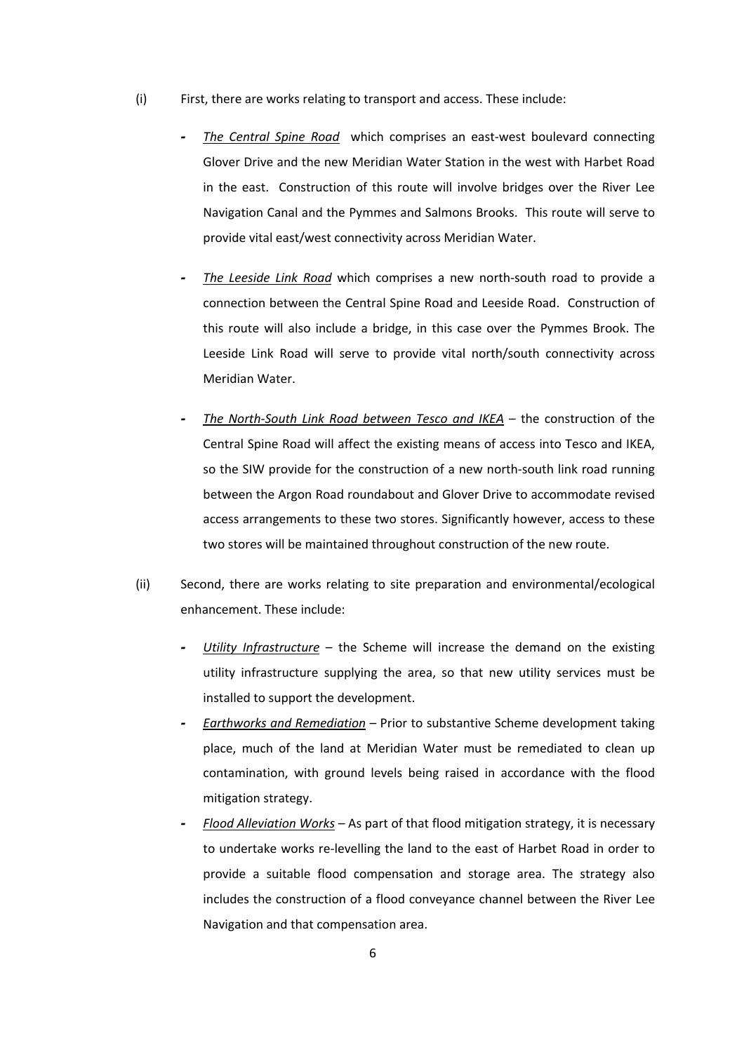(i) First, there are works relating to transport and access. These include:

- *The Central Spine Road* which comprises an east-west boulevard connecting Glover Drive and the new Meridian Water Station in the west with Harbet Road in the east. Construction of this route will involve bridges over the River Lee Navigation Canal and the Pymmes and Salmons Brooks. This route will serve to provide vital east/west connectivity across Meridian Water.

- *The Leeside Link Road* which comprises a new north-south road to provide a connection between the Central Spine Road and Leeside Road. Construction of this route will also include a bridge, in this case over the Pymmes Brook. The Leeside Link Road will serve to provide vital north/south connectivity across Meridian Water.

- *The North-South Link Road between Tesco and IKEA* – the construction of the Central Spine Road will affect the existing means of access into Tesco and IKEA, so the SIW provide for the construction of a new north-south link road running between the Argon Road roundabout and Glover Drive to accommodate revised access arrangements to these two stores. Significantly however, access to these two stores will be maintained throughout construction of the new route.

(ii) Second, there are works relating to site preparation and environmental/ecological enhancement. These include:

- *Utility Infrastructure* – the Scheme will increase the demand on the existing utility infrastructure supplying the area, so that new utility services must be installed to support the development.
- *Earthworks and Remediation* – Prior to substantive Scheme development taking place, much of the land at Meridian Water must be remediated to clean up contamination, with ground levels being raised in accordance with the flood mitigation strategy.
- *Flood Alleviation Works* – As part of that flood mitigation strategy, it is necessary to undertake works re-levelling the land to the east of Harbet Road in order to provide a suitable flood compensation and storage area. The strategy also includes the construction of a flood conveyance channel between the River Lee Navigation and that compensation area.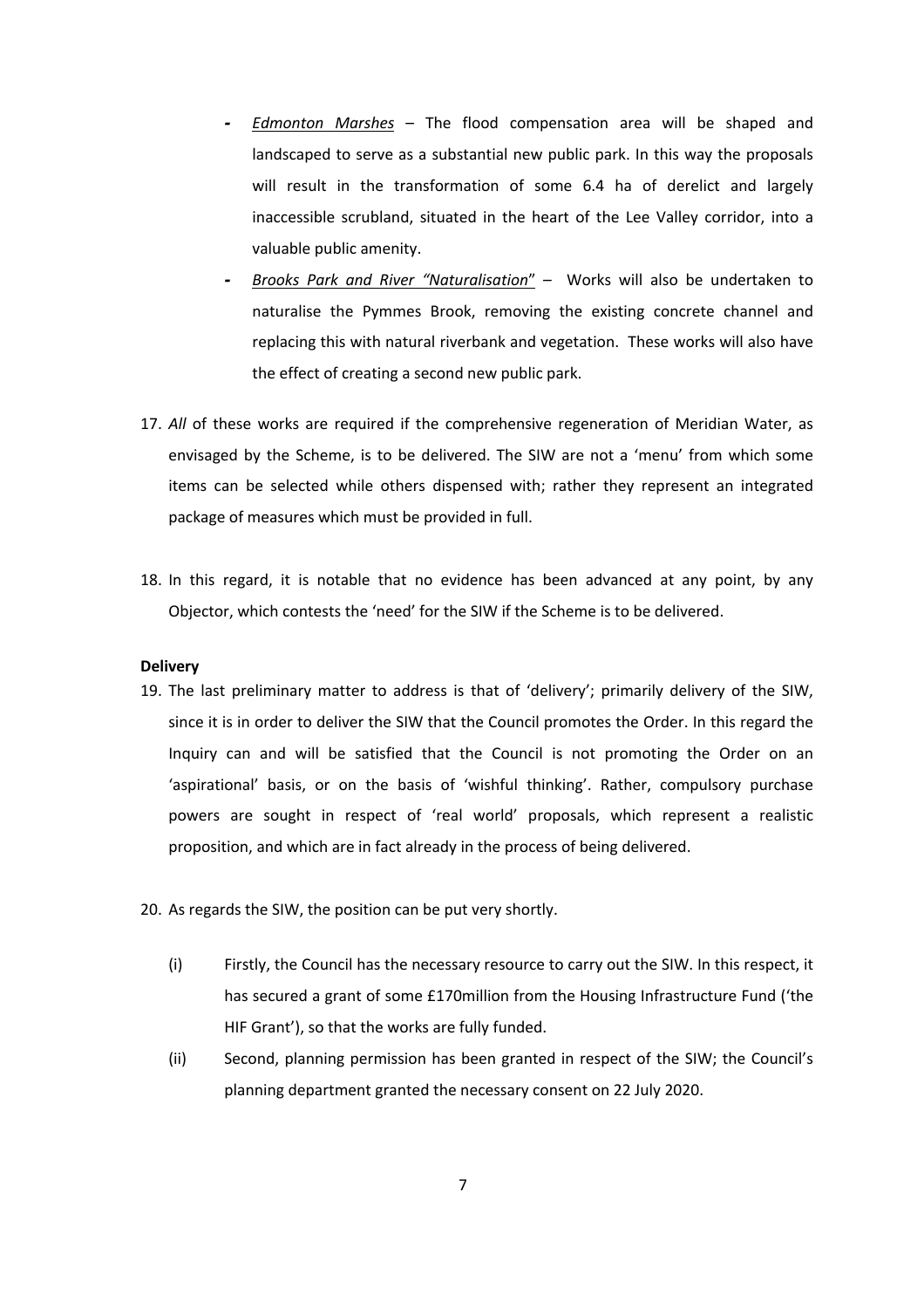- *Edmonton Marshes* – The flood compensation area will be shaped and landscaped to serve as a substantial new public park. In this way the proposals will result in the transformation of some 6.4 ha of derelict and largely inaccessible scrubland, situated in the heart of the Lee Valley corridor, into a valuable public amenity.
- *Brooks Park and River "Naturalisation"* – Works will also be undertaken to naturalise the Pymmes Brook, removing the existing concrete channel and replacing this with natural riverbank and vegetation. These works will also have the effect of creating a second new public park.

17. *All* of these works are required if the comprehensive regeneration of Meridian Water, as envisaged by the Scheme, is to be delivered. The SIW are not a 'menu' from which some items can be selected while others dispensed with; rather they represent an integrated package of measures which must be provided in full.

18. In this regard, it is notable that no evidence has been advanced at any point, by any Objector, which contests the 'need' for the SIW if the Scheme is to be delivered.

**Delivery**

19. The last preliminary matter to address is that of 'delivery'; primarily delivery of the SIW, since it is in order to deliver the SIW that the Council promotes the Order. In this regard the Inquiry can and will be satisfied that the Council is not promoting the Order on an 'aspirational' basis, or on the basis of 'wishful thinking'. Rather, compulsory purchase powers are sought in respect of 'real world' proposals, which represent a realistic proposition, and which are in fact already in the process of being delivered.

20. As regards the SIW, the position can be put very shortly.

    (i) Firstly, the Council has the necessary resource to carry out the SIW. In this respect, it has secured a grant of some £170million from the Housing Infrastructure Fund ('the HIF Grant'), so that the works are fully funded.

    (ii) Second, planning permission has been granted in respect of the SIW; the Council's planning department granted the necessary consent on 22 July 2020.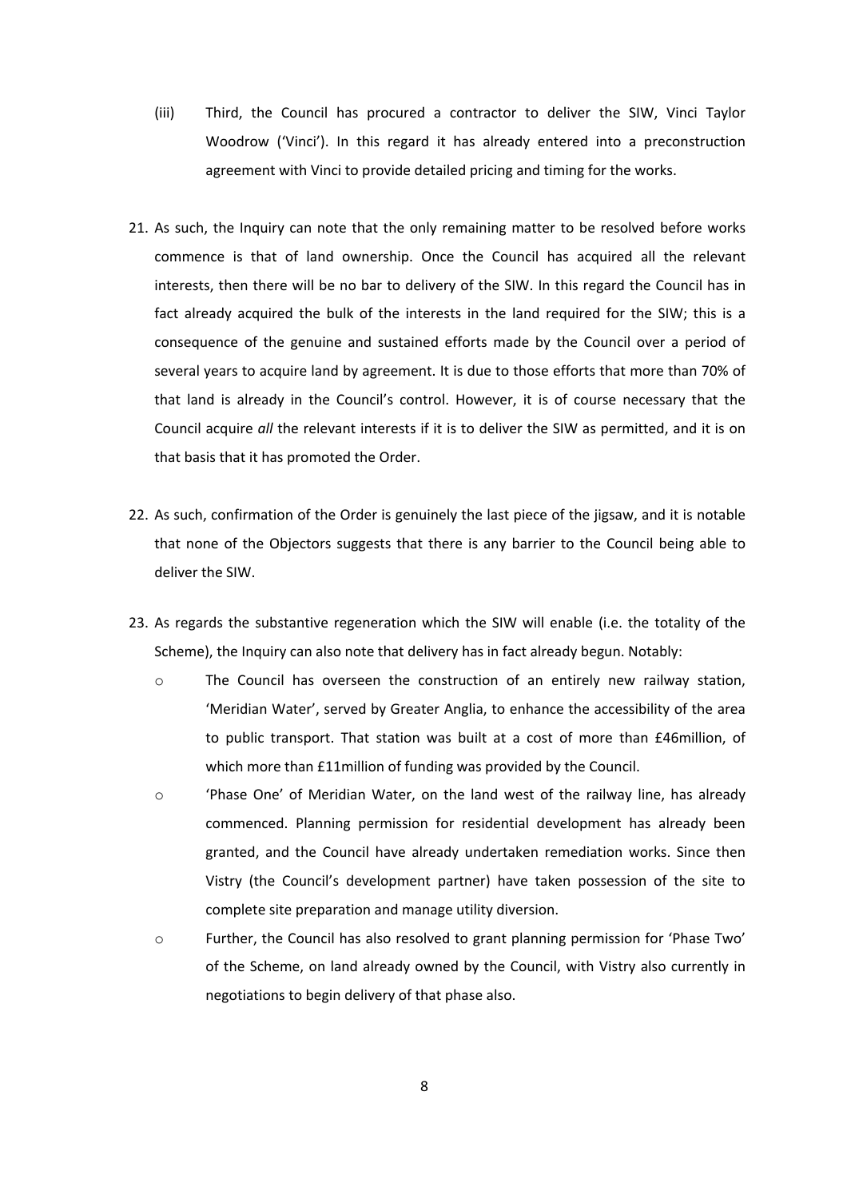(iii) Third, the Council has procured a contractor to deliver the SIW, Vinci Taylor Woodrow ('Vinci'). In this regard it has already entered into a preconstruction agreement with Vinci to provide detailed pricing and timing for the works.

21. As such, the Inquiry can note that the only remaining matter to be resolved before works commence is that of land ownership. Once the Council has acquired all the relevant interests, then there will be no bar to delivery of the SIW. In this regard the Council has in fact already acquired the bulk of the interests in the land required for the SIW; this is a consequence of the genuine and sustained efforts made by the Council over a period of several years to acquire land by agreement. It is due to those efforts that more than 70% of that land is already in the Council's control. However, it is of course necessary that the Council acquire *all* the relevant interests if it is to deliver the SIW as permitted, and it is on that basis that it has promoted the Order.

22. As such, confirmation of the Order is genuinely the last piece of the jigsaw, and it is notable that none of the Objectors suggests that there is any barrier to the Council being able to deliver the SIW.

23. As regards the substantive regeneration which the SIW will enable (i.e. the totality of the Scheme), the Inquiry can also note that delivery has in fact already begun. Notably:

    - The Council has overseen the construction of an entirely new railway station, 'Meridian Water', served by Greater Anglia, to enhance the accessibility of the area to public transport. That station was built at a cost of more than £46million, of which more than £11million of funding was provided by the Council.
    - 'Phase One' of Meridian Water, on the land west of the railway line, has already commenced. Planning permission for residential development has already been granted, and the Council have already undertaken remediation works. Since then Vistry (the Council's development partner) have taken possession of the site to complete site preparation and manage utility diversion.
    - Further, the Council has also resolved to grant planning permission for 'Phase Two' of the Scheme, on land already owned by the Council, with Vistry also currently in negotiations to begin delivery of that phase also.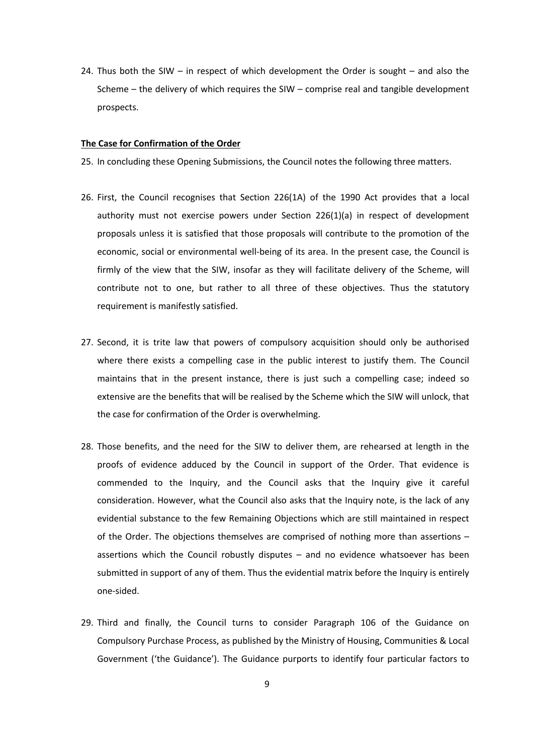24. Thus both the SIW – in respect of which development the Order is sought – and also the Scheme – the delivery of which requires the SIW – comprise real and tangible development prospects.

**The Case for Confirmation of the Order**

25. In concluding these Opening Submissions, the Council notes the following three matters.

26. First, the Council recognises that Section 226(1A) of the 1990 Act provides that a local authority must not exercise powers under Section 226(1)(a) in respect of development proposals unless it is satisfied that those proposals will contribute to the promotion of the economic, social or environmental well-being of its area. In the present case, the Council is firmly of the view that the SIW, insofar as they will facilitate delivery of the Scheme, will contribute not to one, but rather to all three of these objectives. Thus the statutory requirement is manifestly satisfied.

27. Second, it is trite law that powers of compulsory acquisition should only be authorised where there exists a compelling case in the public interest to justify them. The Council maintains that in the present instance, there is just such a compelling case; indeed so extensive are the benefits that will be realised by the Scheme which the SIW will unlock, that the case for confirmation of the Order is overwhelming.

28. Those benefits, and the need for the SIW to deliver them, are rehearsed at length in the proofs of evidence adduced by the Council in support of the Order. That evidence is commended to the Inquiry, and the Council asks that the Inquiry give it careful consideration. However, what the Council also asks that the Inquiry note, is the lack of any evidential substance to the few Remaining Objections which are still maintained in respect of the Order. The objections themselves are comprised of nothing more than assertions – assertions which the Council robustly disputes – and no evidence whatsoever has been submitted in support of any of them. Thus the evidential matrix before the Inquiry is entirely one-sided.

29. Third and finally, the Council turns to consider Paragraph 106 of the Guidance on Compulsory Purchase Process, as published by the Ministry of Housing, Communities & Local Government ('the Guidance'). The Guidance purports to identify four particular factors to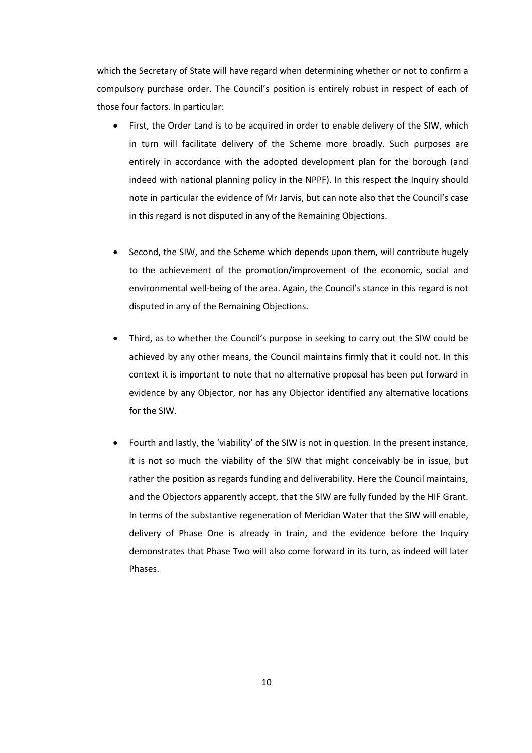which the Secretary of State will have regard when determining whether or not to confirm a compulsory purchase order. The Council's position is entirely robust in respect of each of those four factors. In particular:

- First, the Order Land is to be acquired in order to enable delivery of the SIW, which in turn will facilitate delivery of the Scheme more broadly. Such purposes are entirely in accordance with the adopted development plan for the borough (and indeed with national planning policy in the NPPF). In this respect the Inquiry should note in particular the evidence of Mr Jarvis, but can note also that the Council's case in this regard is not disputed in any of the Remaining Objections.

- Second, the SIW, and the Scheme which depends upon them, will contribute hugely to the achievement of the promotion/improvement of the economic, social and environmental well-being of the area. Again, the Council's stance in this regard is not disputed in any of the Remaining Objections.

- Third, as to whether the Council's purpose in seeking to carry out the SIW could be achieved by any other means, the Council maintains firmly that it could not. In this context it is important to note that no alternative proposal has been put forward in evidence by any Objector, nor has any Objector identified any alternative locations for the SIW.

- Fourth and lastly, the 'viability' of the SIW is not in question. In the present instance, it is not so much the viability of the SIW that might conceivably be in issue, but rather the position as regards funding and deliverability. Here the Council maintains, and the Objectors apparently accept, that the SIW are fully funded by the HIF Grant. In terms of the substantive regeneration of Meridian Water that the SIW will enable, delivery of Phase One is already in train, and the evidence before the Inquiry demonstrates that Phase Two will also come forward in its turn, as indeed will later Phases.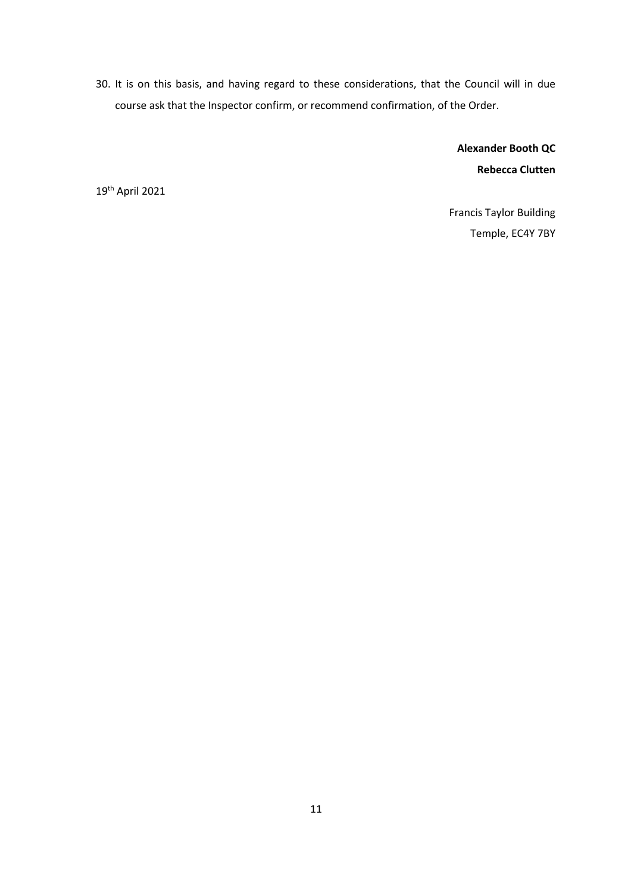30. It is on this basis, and having regard to these considerations, that the Council will in due course ask that the Inspector confirm, or recommend confirmation, of the Order.

**Alexander Booth QC**

**Rebecca Clutten**

19th April 2021

Francis Taylor Building

Temple, EC4Y 7BY